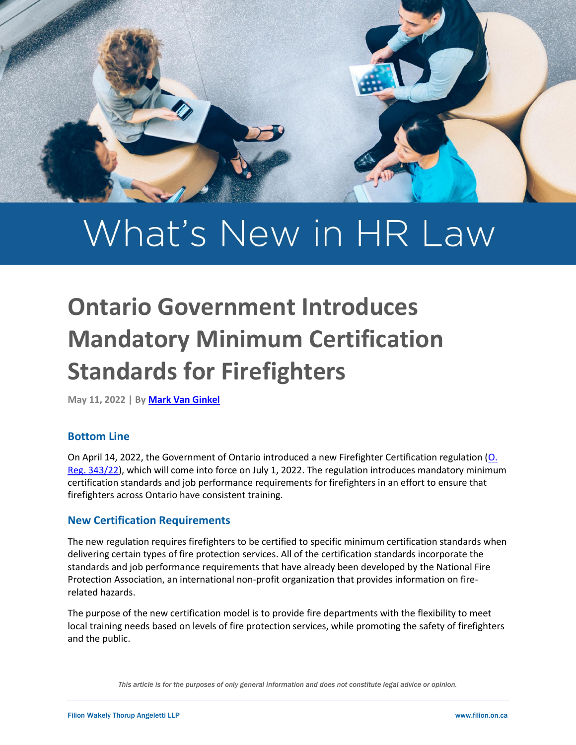# What's New in HR Law

## Ontario Government Introduces Mandatory Minimum Certification Standards for Firefighters

**May 11, 2022 | By Mark Van Ginkel**

### Bottom Line

On April 14, 2022, the Government of Ontario introduced a new Firefighter Certification regulation (O. Reg. 343/22), which will come into force on July 1, 2022. The regulation introduces mandatory minimum certification standards and job performance requirements for firefighters in an effort to ensure that firefighters across Ontario have consistent training.

### New Certification Requirements

The new regulation requires firefighters to be certified to specific minimum certification standards when delivering certain types of fire protection services. All of the certification standards incorporate the standards and job performance requirements that have already been developed by the National Fire Protection Association, an international non-profit organization that provides information on fire-related hazards.

The purpose of the new certification model is to provide fire departments with the flexibility to meet local training needs based on levels of fire protection services, while promoting the safety of firefighters and the public.

*This article is for the purposes of only general information and does not constitute legal advice or opinion.*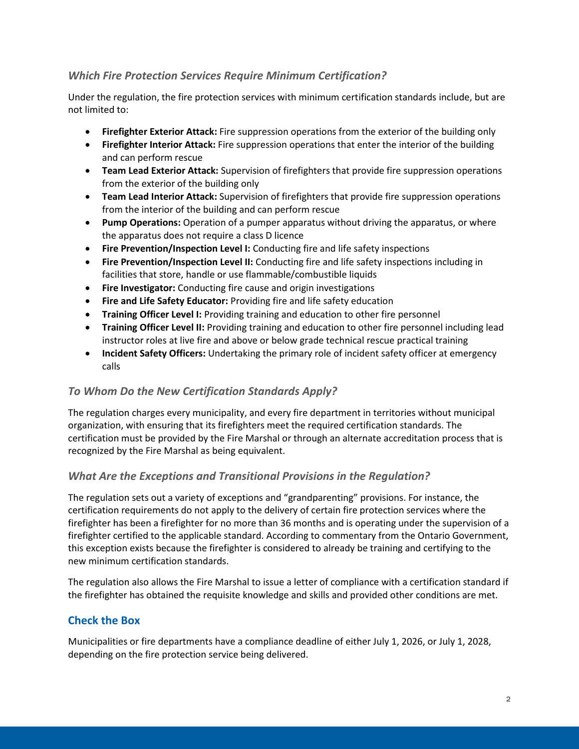### *Which Fire Protection Services Require Minimum Certification?*

Under the regulation, the fire protection services with minimum certification standards include, but are not limited to:

- **Firefighter Exterior Attack:** Fire suppression operations from the exterior of the building only
- **Firefighter Interior Attack:** Fire suppression operations that enter the interior of the building and can perform rescue
- **Team Lead Exterior Attack:** Supervision of firefighters that provide fire suppression operations from the exterior of the building only
- **Team Lead Interior Attack:** Supervision of firefighters that provide fire suppression operations from the interior of the building and can perform rescue
- **Pump Operations:** Operation of a pumper apparatus without driving the apparatus, or where the apparatus does not require a class D licence
- **Fire Prevention/Inspection Level I:** Conducting fire and life safety inspections
- **Fire Prevention/Inspection Level II:** Conducting fire and life safety inspections including in facilities that store, handle or use flammable/combustible liquids
- **Fire Investigator:** Conducting fire cause and origin investigations
- **Fire and Life Safety Educator:** Providing fire and life safety education
- **Training Officer Level I:** Providing training and education to other fire personnel
- **Training Officer Level II:** Providing training and education to other fire personnel including lead instructor roles at live fire and above or below grade technical rescue practical training
- **Incident Safety Officers:** Undertaking the primary role of incident safety officer at emergency calls

### *To Whom Do the New Certification Standards Apply?*

The regulation charges every municipality, and every fire department in territories without municipal organization, with ensuring that its firefighters meet the required certification standards. The certification must be provided by the Fire Marshal or through an alternate accreditation process that is recognized by the Fire Marshal as being equivalent.

### *What Are the Exceptions and Transitional Provisions in the Regulation?*

The regulation sets out a variety of exceptions and "grandparenting" provisions. For instance, the certification requirements do not apply to the delivery of certain fire protection services where the firefighter has been a firefighter for no more than 36 months and is operating under the supervision of a firefighter certified to the applicable standard. According to commentary from the Ontario Government, this exception exists because the firefighter is considered to already be training and certifying to the new minimum certification standards.

The regulation also allows the Fire Marshal to issue a letter of compliance with a certification standard if the firefighter has obtained the requisite knowledge and skills and provided other conditions are met.

## Check the Box

Municipalities or fire departments have a compliance deadline of either July 1, 2026, or July 1, 2028, depending on the fire protection service being delivered.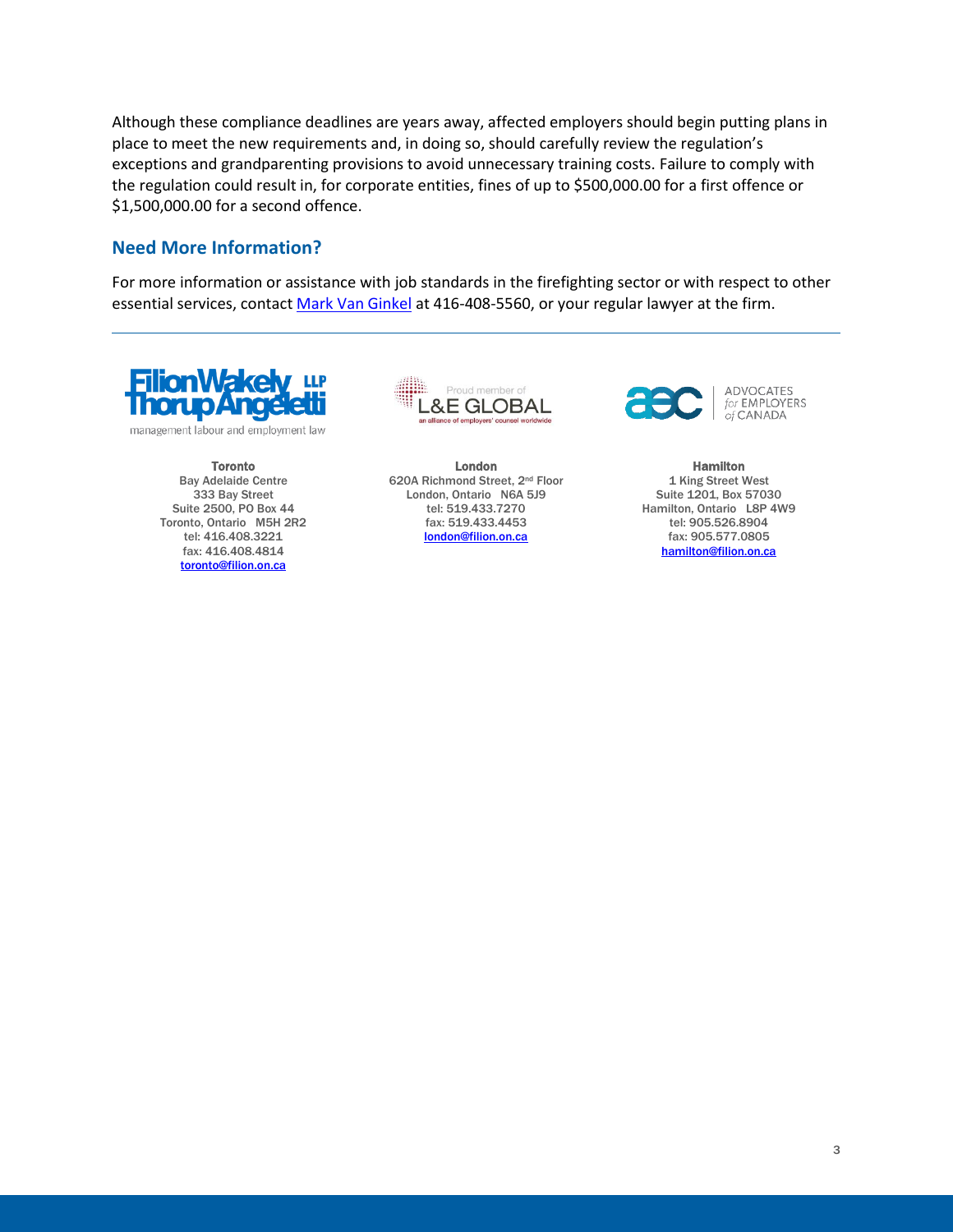Although these compliance deadlines are years away, affected employers should begin putting plans in place to meet the new requirements and, in doing so, should carefully review the regulation's exceptions and grandparenting provisions to avoid unnecessary training costs. Failure to comply with the regulation could result in, for corporate entities, fines of up to $500,000.00 for a first offence or $1,500,000.00 for a second offence.

## Need More Information?

For more information or assistance with job standards in the firefighting sector or with respect to other essential services, contact [Mark Van Ginkel](#) at 416-408-5560, or your regular lawyer at the firm.

---

Filion Wakely Thorup Angeletti LLP
management labour and employment law

Proud member of L&E GLOBAL
an alliance of employers' counsel worldwide

ADVOCATES for EMPLOYERS of CANADA

**Toronto**
Bay Adelaide Centre
333 Bay Street
Suite 2500, PO Box 44
Toronto, Ontario M5H 2R2
tel: 416.408.3221
fax: 416.408.4814
toronto@filion.on.ca

**London**
620A Richmond Street, 2nd Floor
London, Ontario N6A 5J9
tel: 519.433.7270
fax: 519.433.4453
london@filion.on.ca

**Hamilton**
1 King Street West
Suite 1201, Box 57030
Hamilton, Ontario L8P 4W9
tel: 905.526.8904
fax: 905.577.0805
hamilton@filion.on.ca